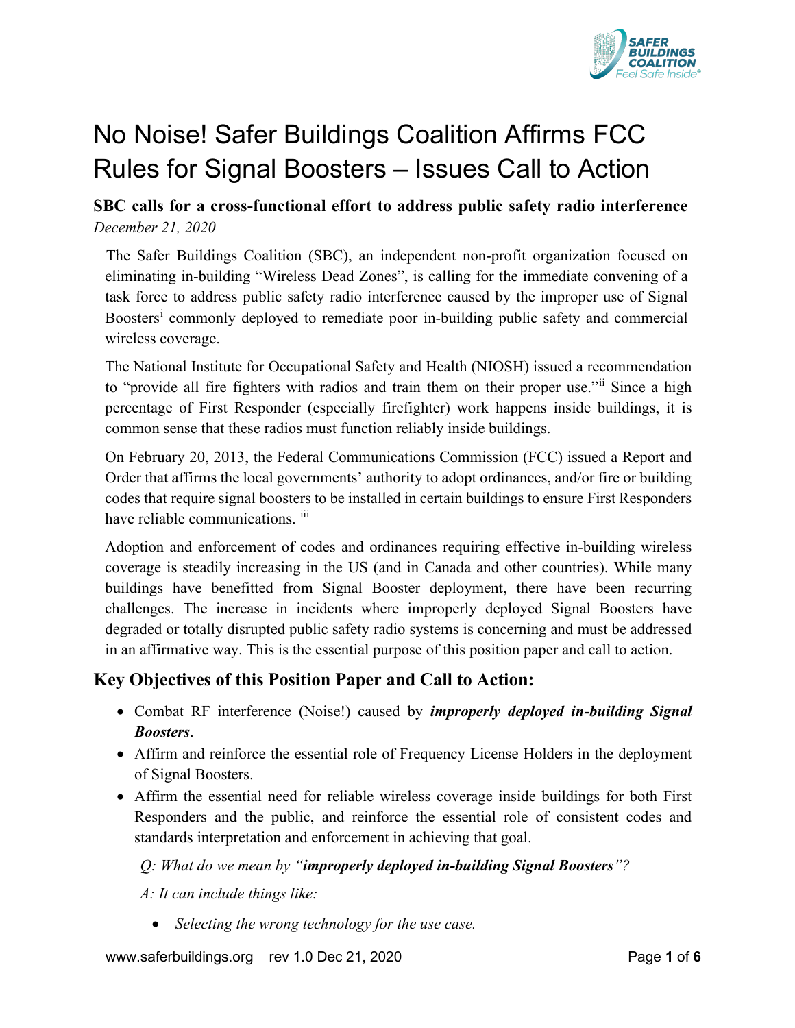# No Noise! Safer Buildings Coalition Affirms FCC Rules for Signal Boosters – Issues Call to Action

**SBC calls for a cross-functional effort to address public safety radio interference**

*December 21, 2020*

The Safer Buildings Coalition (SBC), an independent non-profit organization focused on eliminating in-building "Wireless Dead Zones", is calling for the immediate convening of a task force to address public safety radio interference caused by the improper use of Signal Boosters[i] commonly deployed to remediate poor in-building public safety and commercial wireless coverage.

The National Institute for Occupational Safety and Health (NIOSH) issued a recommendation to "provide all fire fighters with radios and train them on their proper use."[ii] Since a high percentage of First Responder (especially firefighter) work happens inside buildings, it is common sense that these radios must function reliably inside buildings.

On February 20, 2013, the Federal Communications Commission (FCC) issued a Report and Order that affirms the local governments' authority to adopt ordinances, and/or fire or building codes that require signal boosters to be installed in certain buildings to ensure First Responders have reliable communications. [iii]

Adoption and enforcement of codes and ordinances requiring effective in-building wireless coverage is steadily increasing in the US (and in Canada and other countries). While many buildings have benefitted from Signal Booster deployment, there have been recurring challenges. The increase in incidents where improperly deployed Signal Boosters have degraded or totally disrupted public safety radio systems is concerning and must be addressed in an affirmative way. This is the essential purpose of this position paper and call to action.

## Key Objectives of this Position Paper and Call to Action:

- Combat RF interference (Noise!) caused by ***improperly deployed in-building Signal Boosters***.
- Affirm and reinforce the essential role of Frequency License Holders in the deployment of Signal Boosters.
- Affirm the essential need for reliable wireless coverage inside buildings for both First Responders and the public, and reinforce the essential role of consistent codes and standards interpretation and enforcement in achieving that goal.

*Q: What do we mean by "**improperly deployed in-building Signal Boosters**"?*

*A: It can include things like:*

- *Selecting the wrong technology for the use case.*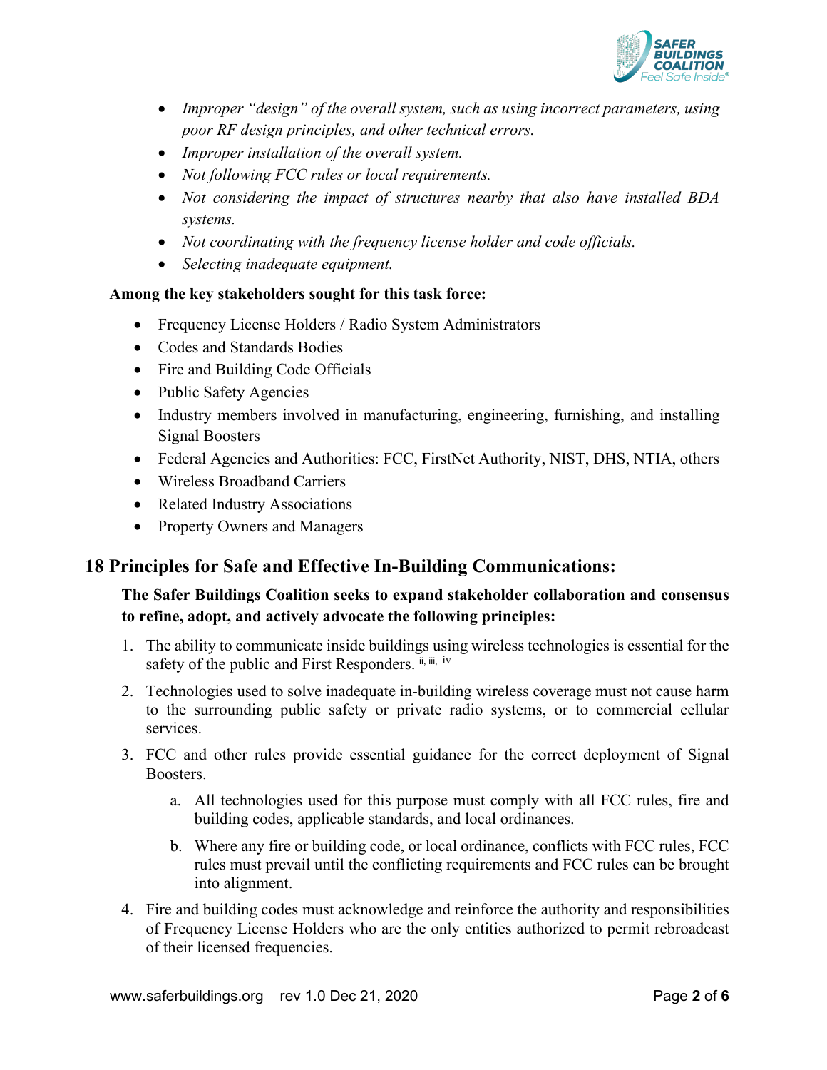- *Improper "design" of the overall system, such as using incorrect parameters, using poor RF design principles, and other technical errors.*
- *Improper installation of the overall system.*
- *Not following FCC rules or local requirements.*
- *Not considering the impact of structures nearby that also have installed BDA systems.*
- *Not coordinating with the frequency license holder and code officials.*
- *Selecting inadequate equipment.*

**Among the key stakeholders sought for this task force:**

- Frequency License Holders / Radio System Administrators
- Codes and Standards Bodies
- Fire and Building Code Officials
- Public Safety Agencies
- Industry members involved in manufacturing, engineering, furnishing, and installing Signal Boosters
- Federal Agencies and Authorities: FCC, FirstNet Authority, NIST, DHS, NTIA, others
- Wireless Broadband Carriers
- Related Industry Associations
- Property Owners and Managers

## 18 Principles for Safe and Effective In-Building Communications:

**The Safer Buildings Coalition seeks to expand stakeholder collaboration and consensus to refine, adopt, and actively advocate the following principles:**

1. The ability to communicate inside buildings using wireless technologies is essential for the safety of the public and First Responders. [ii, iii, iv]
2. Technologies used to solve inadequate in-building wireless coverage must not cause harm to the surrounding public safety or private radio systems, or to commercial cellular services.
3. FCC and other rules provide essential guidance for the correct deployment of Signal Boosters.
    a. All technologies used for this purpose must comply with all FCC rules, fire and building codes, applicable standards, and local ordinances.
    b. Where any fire or building code, or local ordinance, conflicts with FCC rules, FCC rules must prevail until the conflicting requirements and FCC rules can be brought into alignment.
4. Fire and building codes must acknowledge and reinforce the authority and responsibilities of Frequency License Holders who are the only entities authorized to permit rebroadcast of their licensed frequencies.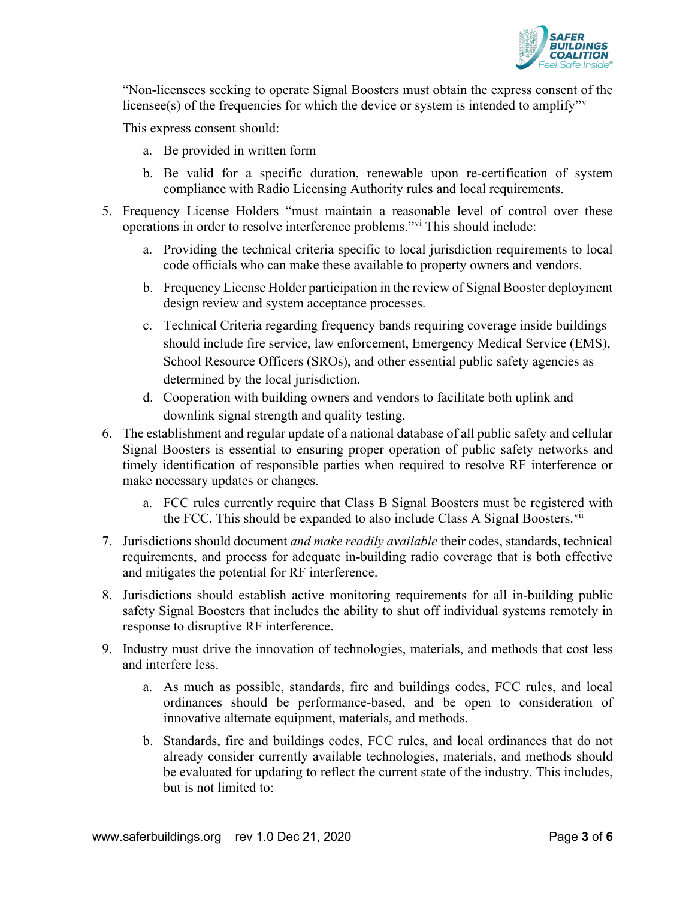"Non-licensees seeking to operate Signal Boosters must obtain the express consent of the licensee(s) of the frequencies for which the device or system is intended to amplify"[v]

This express consent should:

a. Be provided in written form

b. Be valid for a specific duration, renewable upon re-certification of system compliance with Radio Licensing Authority rules and local requirements.

5. Frequency License Holders "must maintain a reasonable level of control over these operations in order to resolve interference problems."[vi] This should include:

   a. Providing the technical criteria specific to local jurisdiction requirements to local code officials who can make these available to property owners and vendors.

   b. Frequency License Holder participation in the review of Signal Booster deployment design review and system acceptance processes.

   c. Technical Criteria regarding frequency bands requiring coverage inside buildings should include fire service, law enforcement, Emergency Medical Service (EMS), School Resource Officers (SROs), and other essential public safety agencies as determined by the local jurisdiction.

   d. Cooperation with building owners and vendors to facilitate both uplink and downlink signal strength and quality testing.

6. The establishment and regular update of a national database of all public safety and cellular Signal Boosters is essential to ensuring proper operation of public safety networks and timely identification of responsible parties when required to resolve RF interference or make necessary updates or changes.

   a. FCC rules currently require that Class B Signal Boosters must be registered with the FCC. This should be expanded to also include Class A Signal Boosters.[vii]

7. Jurisdictions should document *and make readily available* their codes, standards, technical requirements, and process for adequate in-building radio coverage that is both effective and mitigates the potential for RF interference.

8. Jurisdictions should establish active monitoring requirements for all in-building public safety Signal Boosters that includes the ability to shut off individual systems remotely in response to disruptive RF interference.

9. Industry must drive the innovation of technologies, materials, and methods that cost less and interfere less.

   a. As much as possible, standards, fire and buildings codes, FCC rules, and local ordinances should be performance-based, and be open to consideration of innovative alternate equipment, materials, and methods.

   b. Standards, fire and buildings codes, FCC rules, and local ordinances that do not already consider currently available technologies, materials, and methods should be evaluated for updating to reflect the current state of the industry. This includes, but is not limited to: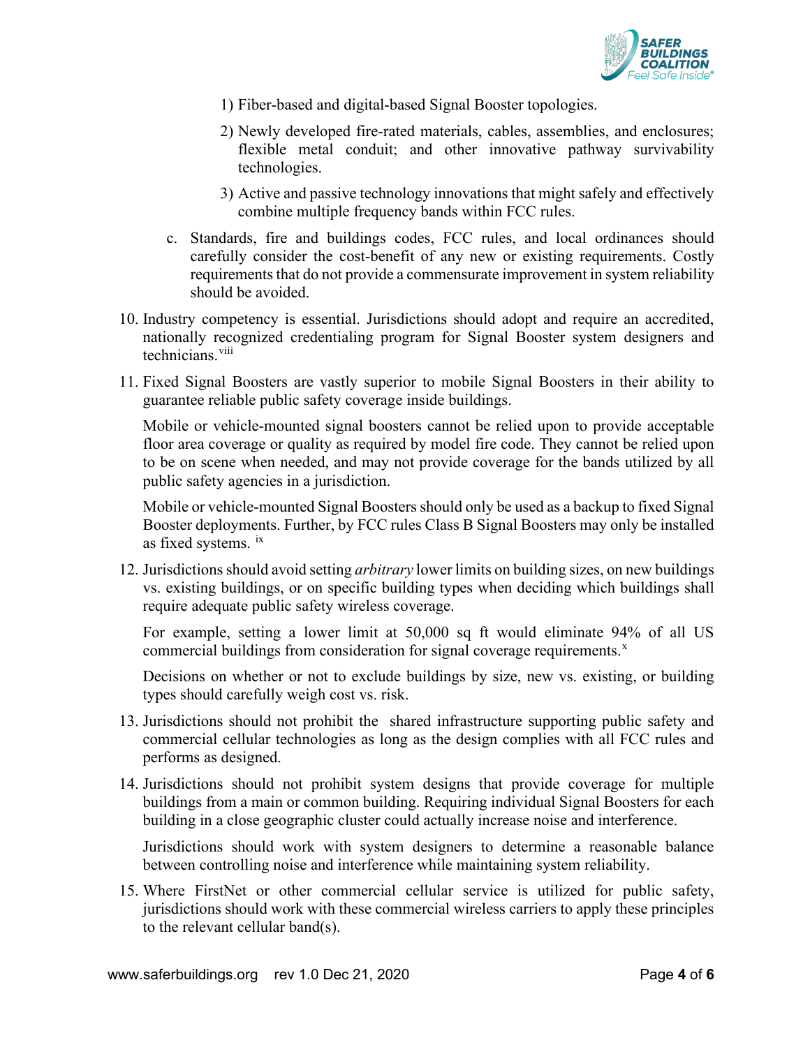1) Fiber-based and digital-based Signal Booster topologies.

2) Newly developed fire-rated materials, cables, assemblies, and enclosures; flexible metal conduit; and other innovative pathway survivability technologies.

3) Active and passive technology innovations that might safely and effectively combine multiple frequency bands within FCC rules.

c. Standards, fire and buildings codes, FCC rules, and local ordinances should carefully consider the cost-benefit of any new or existing requirements. Costly requirements that do not provide a commensurate improvement in system reliability should be avoided.

10. Industry competency is essential. Jurisdictions should adopt and require an accredited, nationally recognized credentialing program for Signal Booster system designers and technicians.[viii]

11. Fixed Signal Boosters are vastly superior to mobile Signal Boosters in their ability to guarantee reliable public safety coverage inside buildings.

    Mobile or vehicle-mounted signal boosters cannot be relied upon to provide acceptable floor area coverage or quality as required by model fire code. They cannot be relied upon to be on scene when needed, and may not provide coverage for the bands utilized by all public safety agencies in a jurisdiction.

    Mobile or vehicle-mounted Signal Boosters should only be used as a backup to fixed Signal Booster deployments. Further, by FCC rules Class B Signal Boosters may only be installed as fixed systems.[ix]

12. Jurisdictions should avoid setting *arbitrary* lower limits on building sizes, on new buildings vs. existing buildings, or on specific building types when deciding which buildings shall require adequate public safety wireless coverage.

    For example, setting a lower limit at 50,000 sq ft would eliminate 94% of all US commercial buildings from consideration for signal coverage requirements.[x]

    Decisions on whether or not to exclude buildings by size, new vs. existing, or building types should carefully weigh cost vs. risk.

13. Jurisdictions should not prohibit the shared infrastructure supporting public safety and commercial cellular technologies as long as the design complies with all FCC rules and performs as designed.

14. Jurisdictions should not prohibit system designs that provide coverage for multiple buildings from a main or common building. Requiring individual Signal Boosters for each building in a close geographic cluster could actually increase noise and interference.

    Jurisdictions should work with system designers to determine a reasonable balance between controlling noise and interference while maintaining system reliability.

15. Where FirstNet or other commercial cellular service is utilized for public safety, jurisdictions should work with these commercial wireless carriers to apply these principles to the relevant cellular band(s).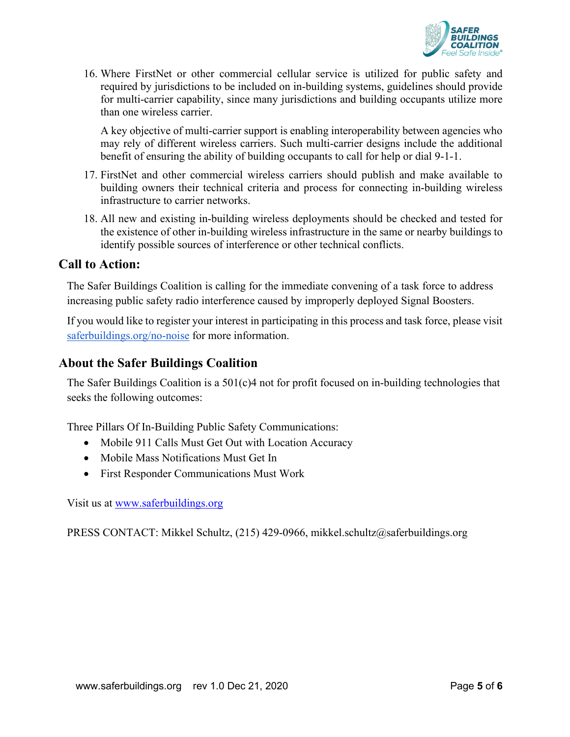16. Where FirstNet or other commercial cellular service is utilized for public safety and required by jurisdictions to be included on in-building systems, guidelines should provide for multi-carrier capability, since many jurisdictions and building occupants utilize more than one wireless carrier.

    A key objective of multi-carrier support is enabling interoperability between agencies who may rely of different wireless carriers. Such multi-carrier designs include the additional benefit of ensuring the ability of building occupants to call for help or dial 9-1-1.

17. FirstNet and other commercial wireless carriers should publish and make available to building owners their technical criteria and process for connecting in-building wireless infrastructure to carrier networks.

18. All new and existing in-building wireless deployments should be checked and tested for the existence of other in-building wireless infrastructure in the same or nearby buildings to identify possible sources of interference or other technical conflicts.

## Call to Action:

The Safer Buildings Coalition is calling for the immediate convening of a task force to address increasing public safety radio interference caused by improperly deployed Signal Boosters.

If you would like to register your interest in participating in this process and task force, please visit [saferbuildings.org/no-noise](saferbuildings.org/no-noise) for more information.

## About the Safer Buildings Coalition

The Safer Buildings Coalition is a 501(c)4 not for profit focused on in-building technologies that seeks the following outcomes:

Three Pillars Of In-Building Public Safety Communications:

- Mobile 911 Calls Must Get Out with Location Accuracy
- Mobile Mass Notifications Must Get In
- First Responder Communications Must Work

Visit us at [www.saferbuildings.org](www.saferbuildings.org)

PRESS CONTACT: Mikkel Schultz, (215) 429-0966, mikkel.schultz@saferbuildings.org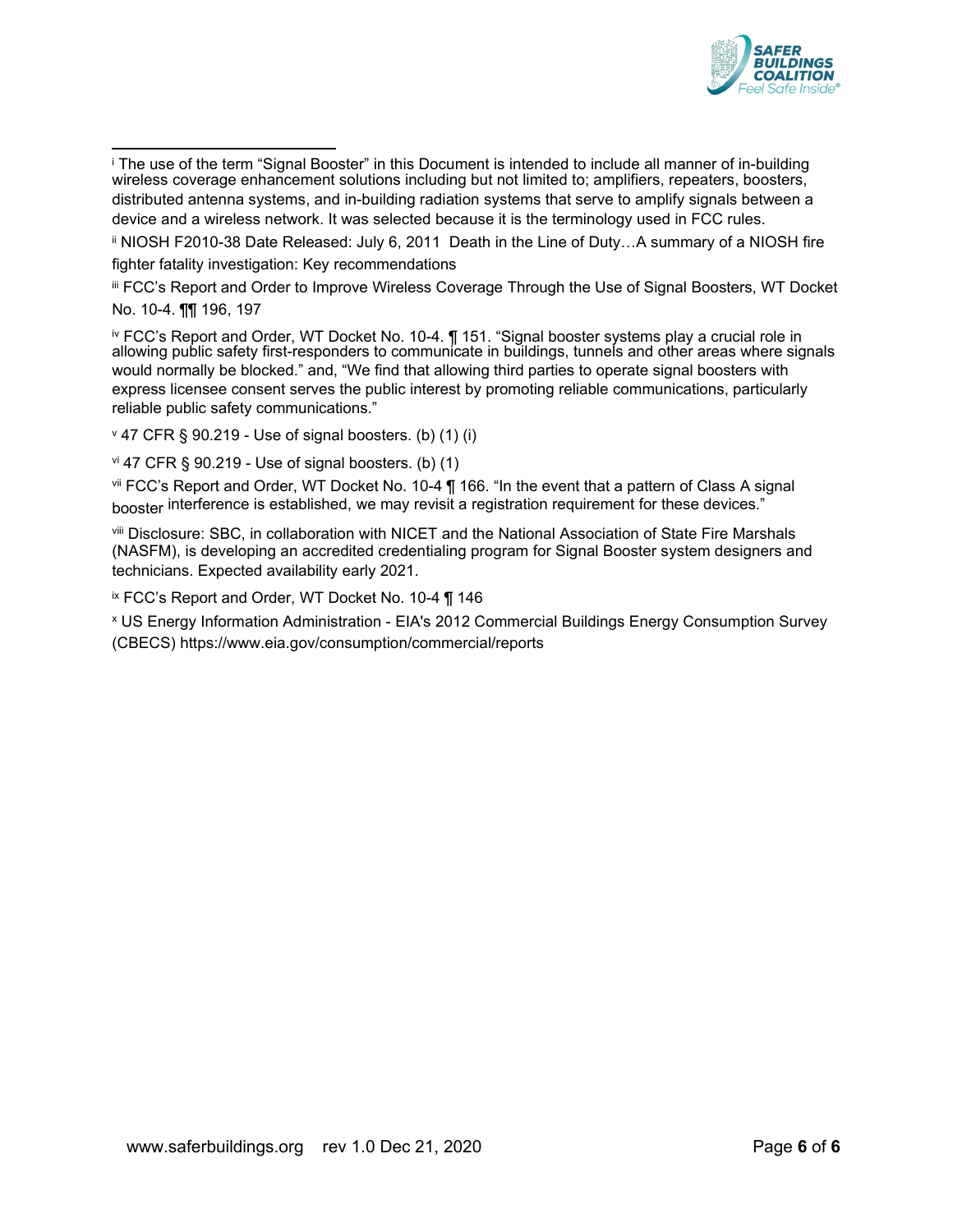[i] The use of the term "Signal Booster" in this Document is intended to include all manner of in-building wireless coverage enhancement solutions including but not limited to; amplifiers, repeaters, boosters, distributed antenna systems, and in-building radiation systems that serve to amplify signals between a device and a wireless network. It was selected because it is the terminology used in FCC rules.

[ii] NIOSH F2010-38 Date Released: July 6, 2011 Death in the Line of Duty…A summary of a NIOSH fire fighter fatality investigation: Key recommendations

[iii] FCC's Report and Order to Improve Wireless Coverage Through the Use of Signal Boosters, WT Docket No. 10-4. ¶¶ 196, 197

[iv] FCC's Report and Order, WT Docket No. 10-4. ¶ 151. "Signal booster systems play a crucial role in allowing public safety first-responders to communicate in buildings, tunnels and other areas where signals would normally be blocked." and, "We find that allowing third parties to operate signal boosters with express licensee consent serves the public interest by promoting reliable communications, particularly reliable public safety communications."

[v] 47 CFR § 90.219 - Use of signal boosters. (b) (1) (i)

[vi] 47 CFR § 90.219 - Use of signal boosters. (b) (1)

[vii] FCC's Report and Order, WT Docket No. 10-4 ¶ 166. "In the event that a pattern of Class A signal booster interference is established, we may revisit a registration requirement for these devices."

[viii] Disclosure: SBC, in collaboration with NICET and the National Association of State Fire Marshals (NASFM), is developing an accredited credentialing program for Signal Booster system designers and technicians. Expected availability early 2021.

[ix] FCC's Report and Order, WT Docket No. 10-4 ¶ 146

[x] US Energy Information Administration - EIA's 2012 Commercial Buildings Energy Consumption Survey (CBECS) https://www.eia.gov/consumption/commercial/reports